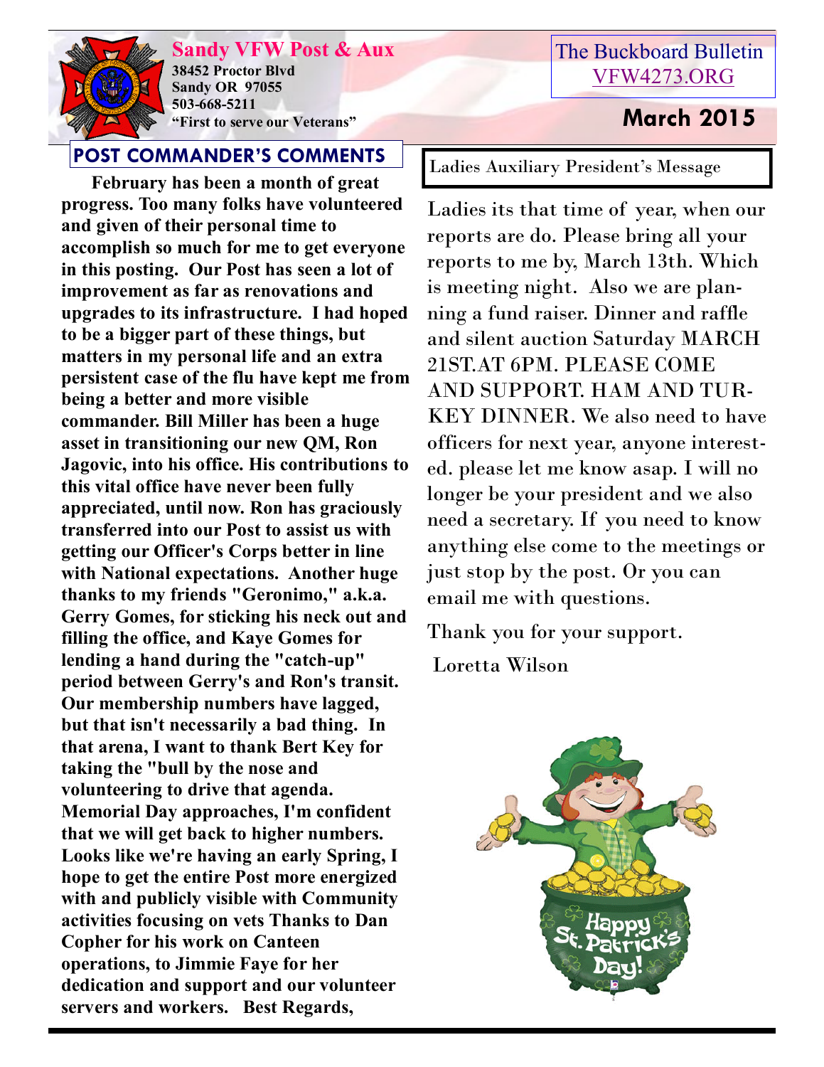**Sandy VFW Post & Aux**
**38452 Proctor Blvd**
**Sandy OR 97055**
**503-668-5211**
**"First to serve our Veterans"**

The Buckboard Bulletin
VFW4273.ORG

# March 2015

## POST COMMANDER'S COMMENTS

**February has been a month of great progress. Too many folks have volunteered and given of their personal time to accomplish so much for me to get everyone in this posting. Our Post has seen a lot of improvement as far as renovations and upgrades to its infrastructure. I had hoped to be a bigger part of these things, but matters in my personal life and an extra persistent case of the flu have kept me from being a better and more visible commander. Bill Miller has been a huge asset in transitioning our new QM, Ron Jagovic, into his office. His contributions to this vital office have never been fully appreciated, until now. Ron has graciously transferred into our Post to assist us with getting our Officer's Corps better in line with National expectations. Another huge thanks to my friends "Geronimo," a.k.a. Gerry Gomes, for sticking his neck out and filling the office, and Kaye Gomes for lending a hand during the "catch-up" period between Gerry's and Ron's transit. Our membership numbers have lagged, but that isn't necessarily a bad thing. In that arena, I want to thank Bert Key for taking the "bull by the nose and volunteering to drive that agenda. Memorial Day approaches, I'm confident that we will get back to higher numbers. Looks like we're having an early Spring, I hope to get the entire Post more energized with and publicly visible with Community activities focusing on vets Thanks to Dan Copher for his work on Canteen operations, to Jimmie Faye for her dedication and support and our volunteer servers and workers. Best Regards,**

## Ladies Auxiliary President's Message

Ladies its that time of year, when our reports are do. Please bring all your reports to me by, March 13th. Which is meeting night. Also we are planning a fund raiser. Dinner and raffle and silent auction Saturday MARCH 21ST.AT 6PM. PLEASE COME AND SUPPORT. HAM AND TURKEY DINNER. We also need to have officers for next year, anyone interested. please let me know asap. I will no longer be your president and we also need a secretary. If you need to know anything else come to the meetings or just stop by the post. Or you can email me with questions.

Thank you for your support.

Loretta Wilson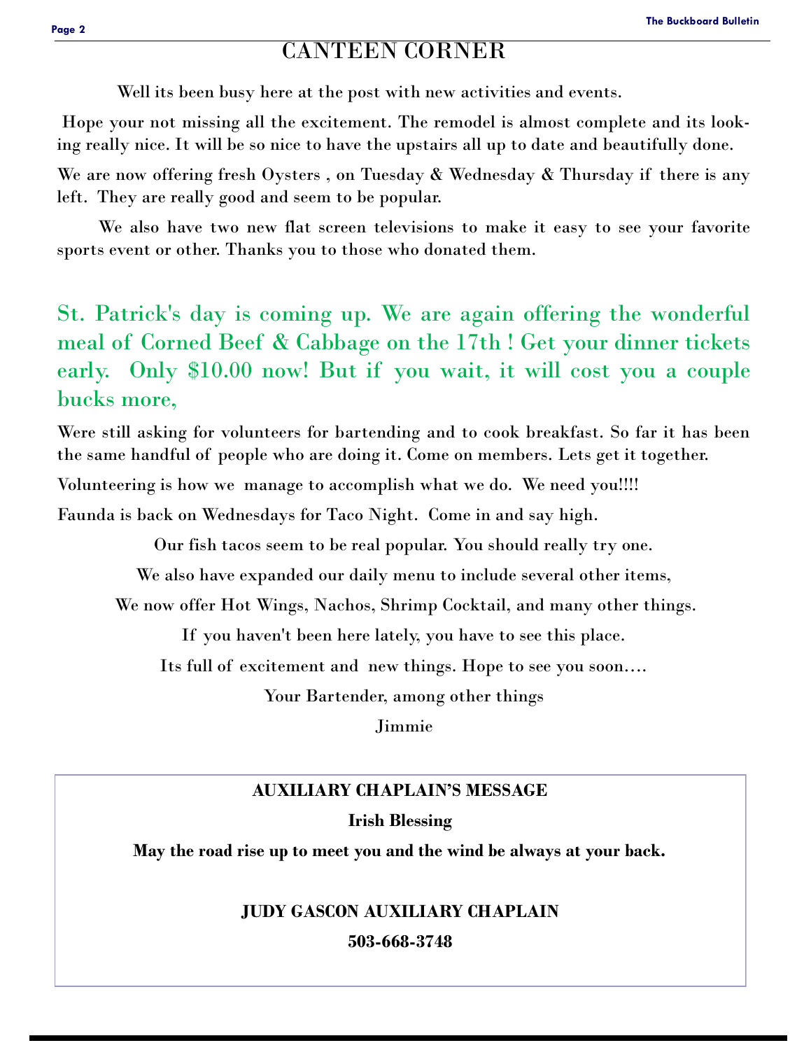# CANTEEN CORNER

Well its been busy here at the post with new activities and events.

Hope your not missing all the excitement. The remodel is almost complete and its looking really nice. It will be so nice to have the upstairs all up to date and beautifully done.

We are now offering fresh Oysters , on Tuesday & Wednesday & Thursday if there is any left. They are really good and seem to be popular.

We also have two new flat screen televisions to make it easy to see your favorite sports event or other. Thanks you to those who donated them.

St. Patrick's day is coming up. We are again offering the wonderful meal of Corned Beef & Cabbage on the 17th ! Get your dinner tickets early. Only $10.00 now! But if you wait, it will cost you a couple bucks more,

Were still asking for volunteers for bartending and to cook breakfast. So far it has been the same handful of people who are doing it. Come on members. Lets get it together.

Volunteering is how we manage to accomplish what we do. We need you!!!!

Faunda is back on Wednesdays for Taco Night. Come in and say high.

Our fish tacos seem to be real popular. You should really try one.

We also have expanded our daily menu to include several other items,

We now offer Hot Wings, Nachos, Shrimp Cocktail, and many other things.

If you haven't been here lately, you have to see this place.

Its full of excitement and new things. Hope to see you soon….

Your Bartender, among other things

Jimmie

**AUXILIARY CHAPLAIN'S MESSAGE**

**Irish Blessing**

**May the road rise up to meet you and the wind be always at your back.**

**JUDY GASCON AUXILIARY CHAPLAIN**

**503-668-3748**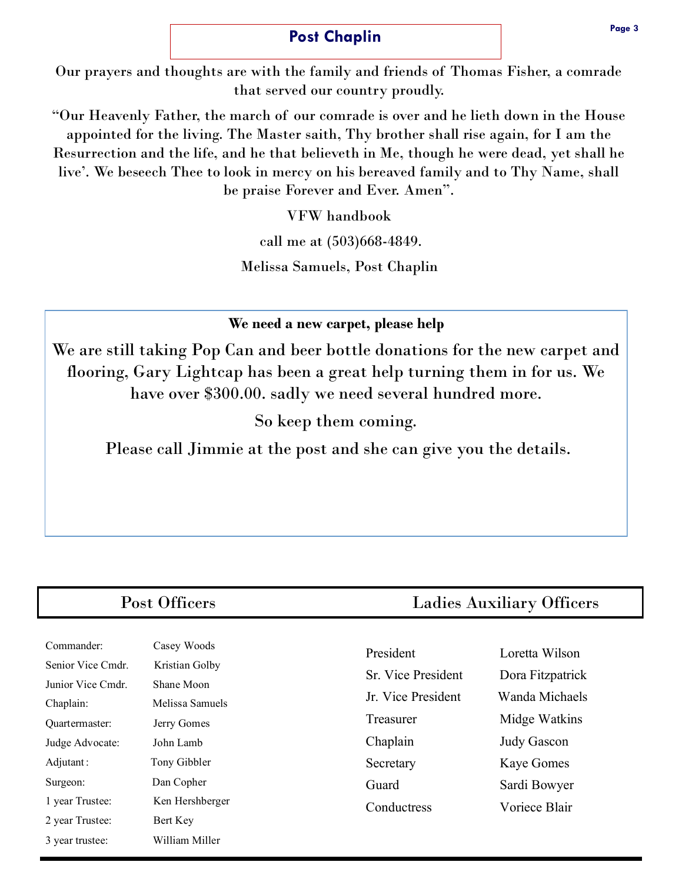## Post Chaplin

Our prayers and thoughts are with the family and friends of Thomas Fisher, a comrade that served our country proudly.

"Our Heavenly Father, the march of our comrade is over and he lieth down in the House appointed for the living. The Master saith, Thy brother shall rise again, for I am the Resurrection and the life, and he that believeth in Me, though he were dead, yet shall he live'. We beseech Thee to look in mercy on his bereaved family and to Thy Name, shall be praise Forever and Ever. Amen".

VFW handbook

call me at (503)668-4849.

Melissa Samuels, Post Chaplin

**We need a new carpet, please help**

We are still taking Pop Can and beer bottle donations for the new carpet and flooring, Gary Lightcap has been a great help turning them in for us. We have over $300.00. sadly we need several hundred more.

So keep them coming.

Please call Jimmie at the post and she can give you the details.

## Post Officers

| | |
|---|---|
| Commander: | Casey Woods |
| Senior Vice Cmdr. | Kristian Golby |
| Junior Vice Cmdr. | Shane Moon |
| Chaplain: | Melissa Samuels |
| Quartermaster: | Jerry Gomes |
| Judge Advocate: | John Lamb |
| Adjutant: | Tony Gibbler |
| Surgeon: | Dan Copher |
| 1 year Trustee: | Ken Hershberger |
| 2 year Trustee: | Bert Key |
| 3 year trustee: | William Miller |

## Ladies Auxiliary Officers

| | |
|---|---|
| President | Loretta Wilson |
| Sr. Vice President | Dora Fitzpatrick |
| Jr. Vice President | Wanda Michaels |
| Treasurer | Midge Watkins |
| Chaplain | Judy Gascon |
| Secretary | Kaye Gomes |
| Guard | Sardi Bowyer |
| Conductress | Voriece Blair |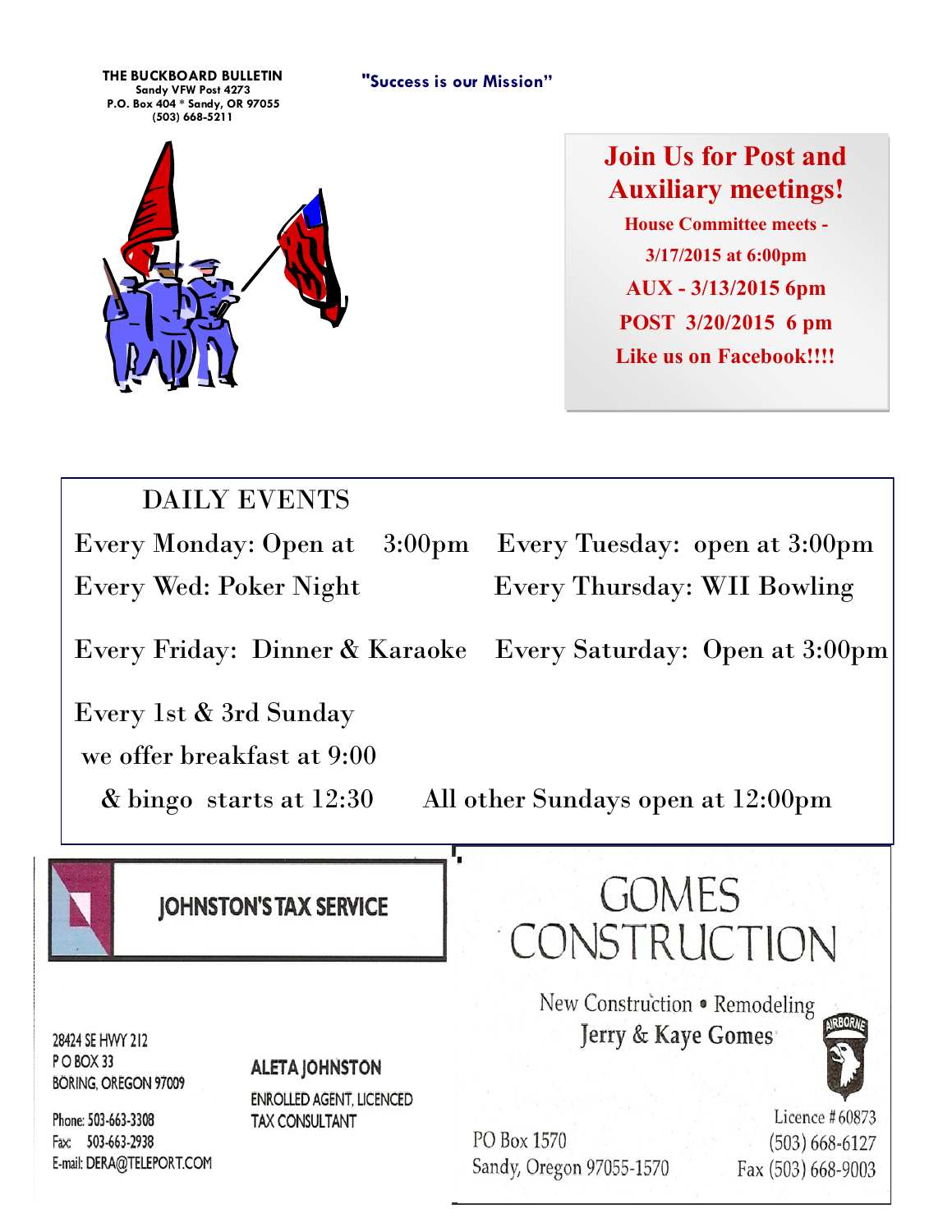**THE BUCKBOARD BULLETIN**
**Sandy VFW Post 4273**
**P.O. Box 404 * Sandy, OR 97055**
**(503) 668-5211**

**"Success is our Mission"**

## Join Us for Post and Auxiliary meetings!

**House Committee meets - 3/17/2015 at 6:00pm**

**AUX - 3/13/2015 6pm**

**POST 3/20/2015 6 pm**

**Like us on Facebook!!!!**

## DAILY EVENTS

Every Monday: Open at 3:00pm

Every Tuesday: open at 3:00pm

Every Wed: Poker Night

Every Thursday: WII Bowling

Every Friday: Dinner & Karaoke

Every Saturday: Open at 3:00pm

Every 1st & 3rd Sunday we offer breakfast at 9:00 & bingo starts at 12:30

All other Sundays open at 12:00pm

---

**JOHNSTON'S TAX SERVICE**

28424 SE HWY 212
P O BOX 33
BORING, OREGON 97009

Phone: 503-663-3308
Fax: 503-663-2938
E-mail: DERA@TELEPORT.COM

**ALETA JOHNSTON**
ENROLLED AGENT, LICENCED TAX CONSULTANT

---

**GOMES CONSTRUCTION**

New Construction • Remodeling
Jerry & Kaye Gomes

AIRBORNE

PO Box 1570
Sandy, Oregon 97055-1570

Licence # 60873
(503) 668-6127
Fax (503) 668-9003